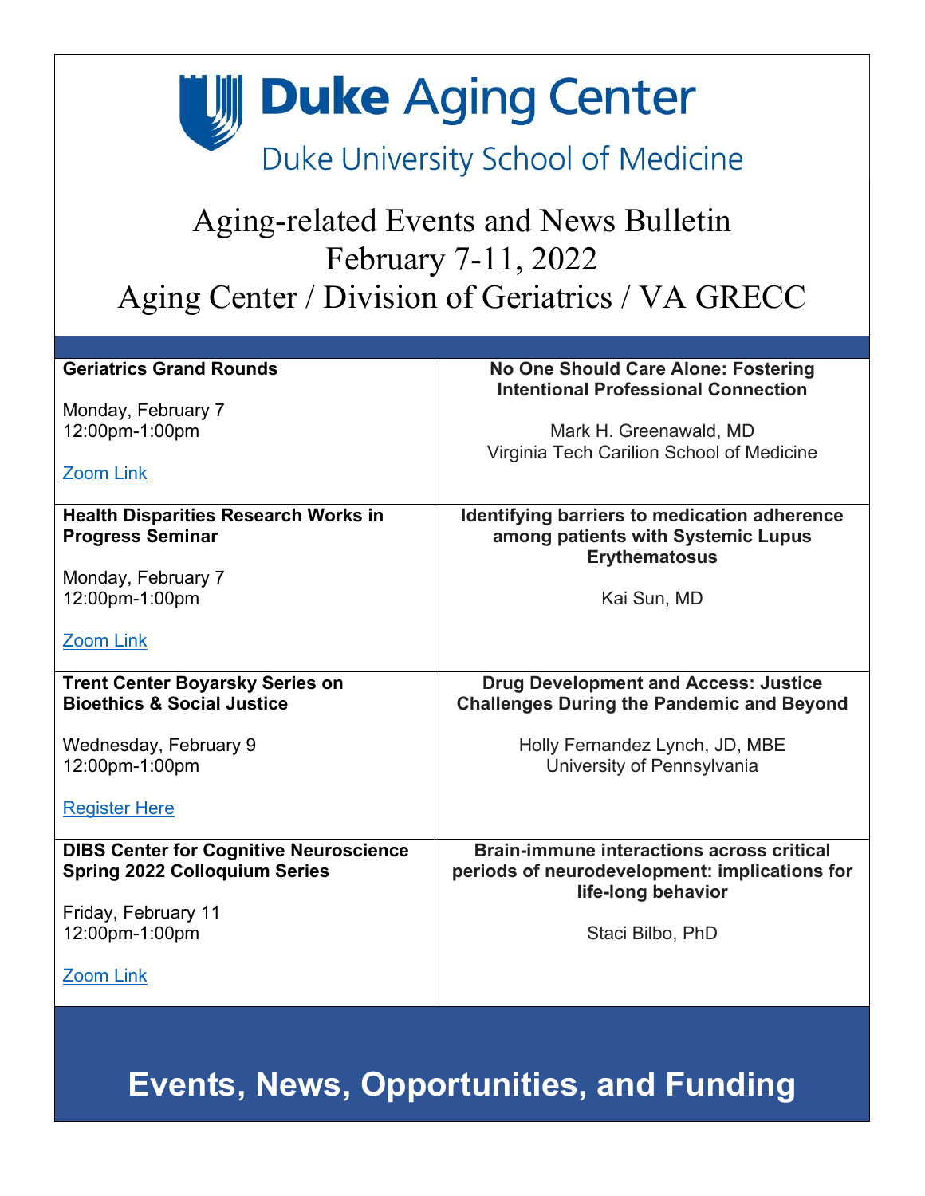# Duke Aging Center

Duke University School of Medicine

## Aging-related Events and News Bulletin
## February 7-11, 2022
## Aging Center / Division of Geriatrics / VA GRECC

| Event | Details |
|---|---|
| **Geriatrics Grand Rounds**<br><br>Monday, February 7<br>12:00pm-1:00pm<br><br>Zoom Link | **No One Should Care Alone: Fostering Intentional Professional Connection**<br><br>Mark H. Greenawald, MD<br>Virginia Tech Carilion School of Medicine |
| **Health Disparities Research Works in Progress Seminar**<br><br>Monday, February 7<br>12:00pm-1:00pm<br><br>Zoom Link | **Identifying barriers to medication adherence among patients with Systemic Lupus Erythematosus**<br><br>Kai Sun, MD |
| **Trent Center Boyarsky Series on Bioethics & Social Justice**<br><br>Wednesday, February 9<br>12:00pm-1:00pm<br><br>Register Here | **Drug Development and Access: Justice Challenges During the Pandemic and Beyond**<br><br>Holly Fernandez Lynch, JD, MBE<br>University of Pennsylvania |
| **DIBS Center for Cognitive Neuroscience Spring 2022 Colloquium Series**<br><br>Friday, February 11<br>12:00pm-1:00pm<br><br>Zoom Link | **Brain-immune interactions across critical periods of neurodevelopment: implications for life-long behavior**<br><br>Staci Bilbo, PhD |

## Events, News, Opportunities, and Funding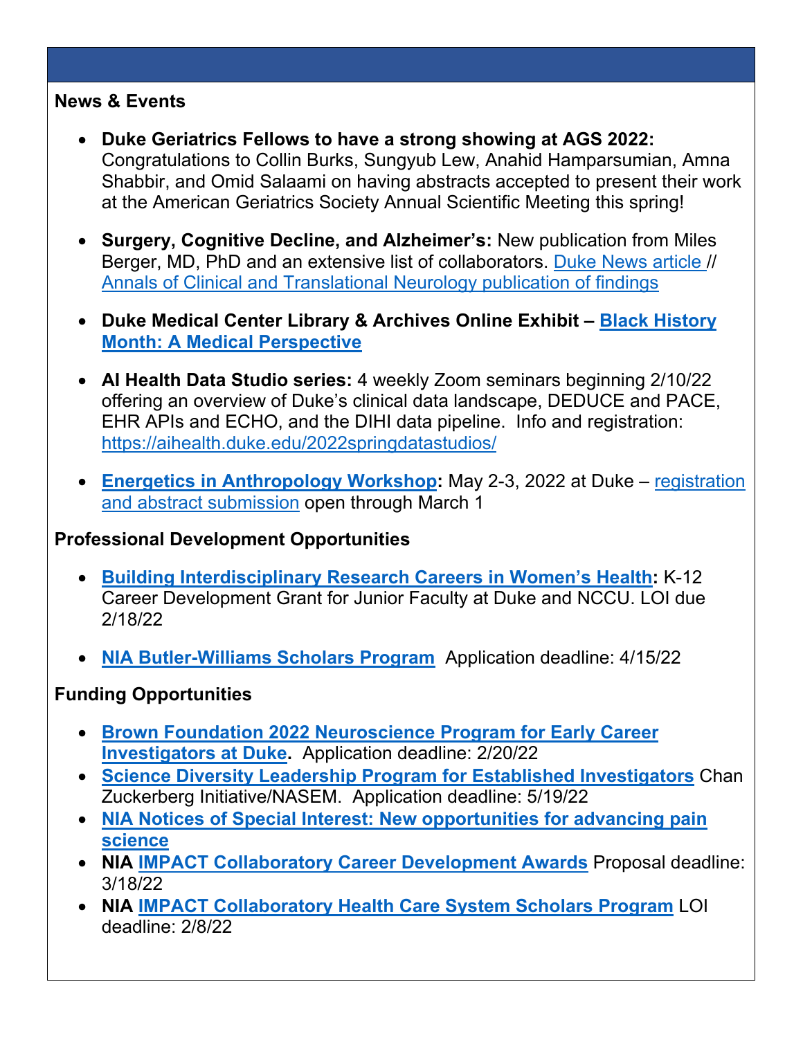## News & Events

- **Duke Geriatrics Fellows to have a strong showing at AGS 2022:** Congratulations to Collin Burks, Sungyub Lew, Anahid Hamparsumian, Amna Shabbir, and Omid Salaami on having abstracts accepted to present their work at the American Geriatrics Society Annual Scientific Meeting this spring!

- **Surgery, Cognitive Decline, and Alzheimer's:** New publication from Miles Berger, MD, PhD and an extensive list of collaborators. Duke News article // Annals of Clinical and Translational Neurology publication of findings

- **Duke Medical Center Library & Archives Online Exhibit – Black History Month: A Medical Perspective**

- **AI Health Data Studio series:** 4 weekly Zoom seminars beginning 2/10/22 offering an overview of Duke's clinical data landscape, DEDUCE and PACE, EHR APIs and ECHO, and the DIHI data pipeline. Info and registration: https://aihealth.duke.edu/2022springdatastudios/

- **Energetics in Anthropology Workshop:** May 2-3, 2022 at Duke – registration and abstract submission open through March 1

## Professional Development Opportunities

- **Building Interdisciplinary Research Careers in Women's Health:** K-12 Career Development Grant for Junior Faculty at Duke and NCCU. LOI due 2/18/22

- **NIA Butler-Williams Scholars Program** Application deadline: 4/15/22

## Funding Opportunities

- **Brown Foundation 2022 Neuroscience Program for Early Career Investigators at Duke.** Application deadline: 2/20/22
- **Science Diversity Leadership Program for Established Investigators** Chan Zuckerberg Initiative/NASEM. Application deadline: 5/19/22
- **NIA Notices of Special Interest: New opportunities for advancing pain science**
- **NIA IMPACT Collaboratory Career Development Awards** Proposal deadline: 3/18/22
- **NIA IMPACT Collaboratory Health Care System Scholars Program** LOI deadline: 2/8/22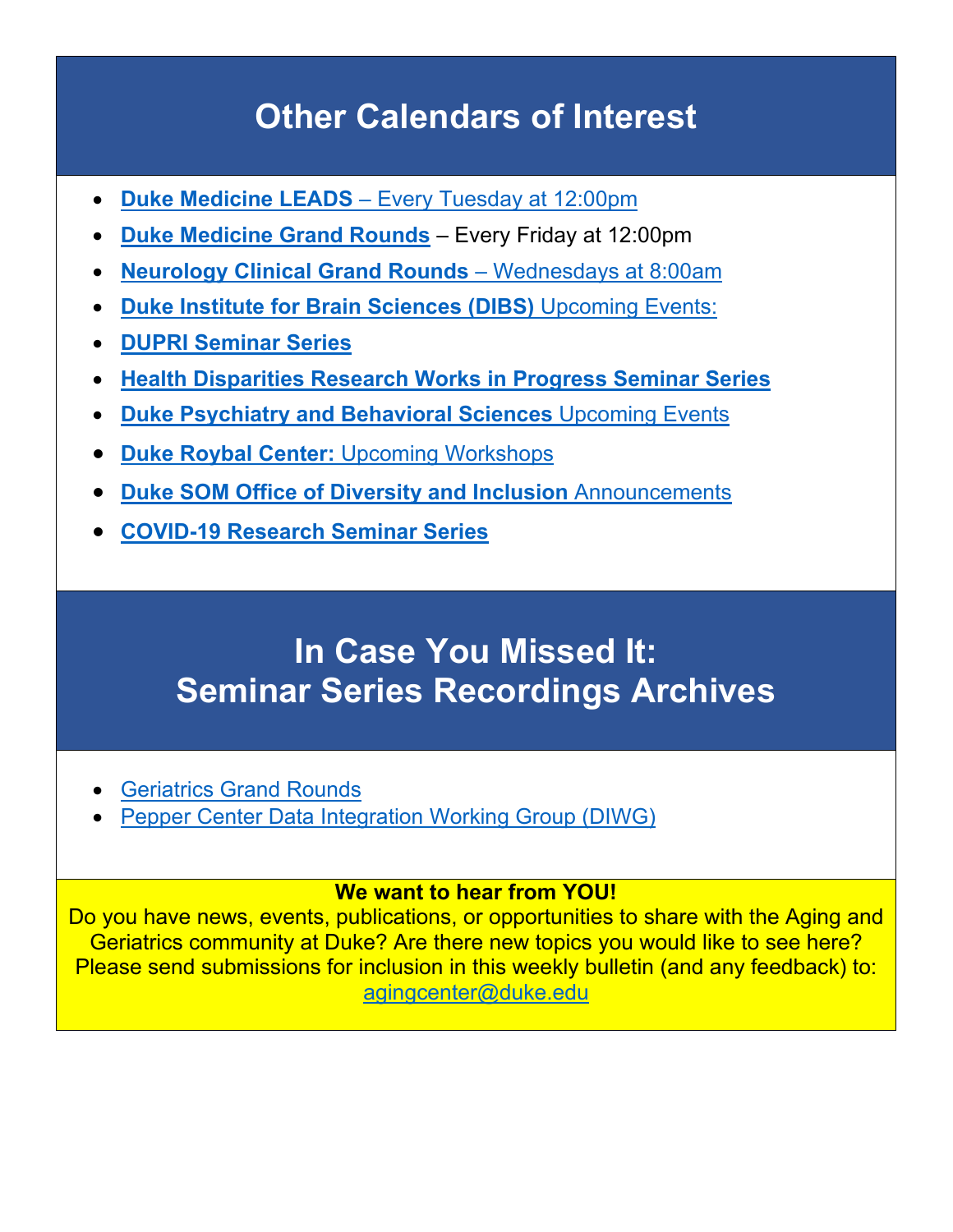## Other Calendars of Interest

- **Duke Medicine LEADS** – Every Tuesday at 12:00pm
- **Duke Medicine Grand Rounds** – Every Friday at 12:00pm
- **Neurology Clinical Grand Rounds** – Wednesdays at 8:00am
- **Duke Institute for Brain Sciences (DIBS)** Upcoming Events:
- **DUPRI Seminar Series**
- **Health Disparities Research Works in Progress Seminar Series**
- **Duke Psychiatry and Behavioral Sciences** Upcoming Events
- **Duke Roybal Center:** Upcoming Workshops
- **Duke SOM Office of Diversity and Inclusion** Announcements
- **COVID-19 Research Seminar Series**

## In Case You Missed It: Seminar Series Recordings Archives

- Geriatrics Grand Rounds
- Pepper Center Data Integration Working Group (DIWG)

**We want to hear from YOU!**

Do you have news, events, publications, or opportunities to share with the Aging and Geriatrics community at Duke? Are there new topics you would like to see here? Please send submissions for inclusion in this weekly bulletin (and any feedback) to: agingcenter@duke.edu